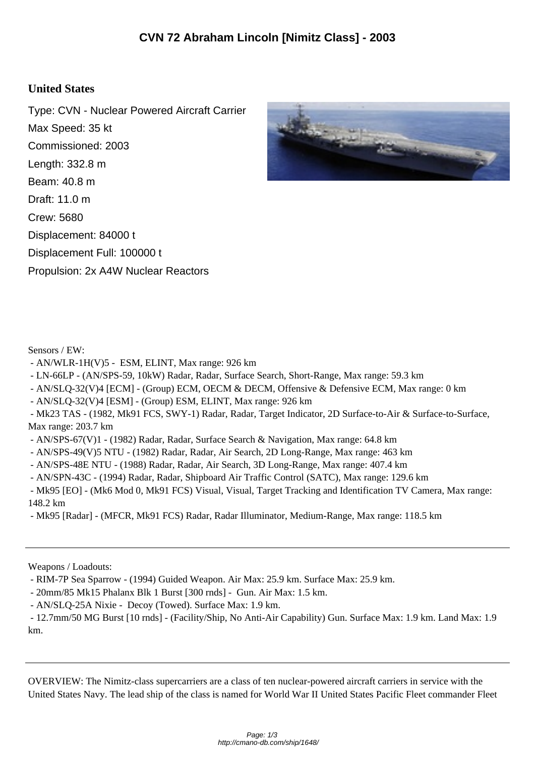# CVN 72 Abraham Lincoln [Nimitz Class] - 2003

## United States

Type: CVN - Nuclear Powered Aircraft Carrier
Max Speed: 35 kt
Commissioned: 2003
Length: 332.8 m
Beam: 40.8 m
Draft: 11.0 m
Crew: 5680
Displacement: 84000 t
Displacement Full: 100000 t
Propulsion: 2x A4W Nuclear Reactors

Sensors / EW:

- AN/WLR-1H(V)5 - ESM, ELINT, Max range: 926 km
- LN-66LP - (AN/SPS-59, 10kW) Radar, Radar, Surface Search, Short-Range, Max range: 59.3 km
- AN/SLQ-32(V)4 [ECM] - (Group) ECM, OECM & DECM, Offensive & Defensive ECM, Max range: 0 km
- AN/SLQ-32(V)4 [ESM] - (Group) ESM, ELINT, Max range: 926 km
- Mk23 TAS - (1982, Mk91 FCS, SWY-1) Radar, Radar, Target Indicator, 2D Surface-to-Air & Surface-to-Surface, Max range: 203.7 km
- AN/SPS-67(V)1 - (1982) Radar, Radar, Surface Search & Navigation, Max range: 64.8 km
- AN/SPS-49(V)5 NTU - (1982) Radar, Radar, Air Search, 2D Long-Range, Max range: 463 km
- AN/SPS-48E NTU - (1988) Radar, Radar, Air Search, 3D Long-Range, Max range: 407.4 km
- AN/SPN-43C - (1994) Radar, Radar, Shipboard Air Traffic Control (SATC), Max range: 129.6 km
- Mk95 [EO] - (Mk6 Mod 0, Mk91 FCS) Visual, Visual, Target Tracking and Identification TV Camera, Max range: 148.2 km
- Mk95 [Radar] - (MFCR, Mk91 FCS) Radar, Radar Illuminator, Medium-Range, Max range: 118.5 km

---

Weapons / Loadouts:

- RIM-7P Sea Sparrow - (1994) Guided Weapon. Air Max: 25.9 km. Surface Max: 25.9 km.
- 20mm/85 Mk15 Phalanx Blk 1 Burst [300 rnds] - Gun. Air Max: 1.5 km.
- AN/SLQ-25A Nixie - Decoy (Towed). Surface Max: 1.9 km.
- 12.7mm/50 MG Burst [10 rnds] - (Facility/Ship, No Anti-Air Capability) Gun. Surface Max: 1.9 km. Land Max: 1.9 km.

---

OVERVIEW: The Nimitz-class supercarriers are a class of ten nuclear-powered aircraft carriers in service with the United States Navy. The lead ship of the class is named for World War II United States Pacific Fleet commander Fleet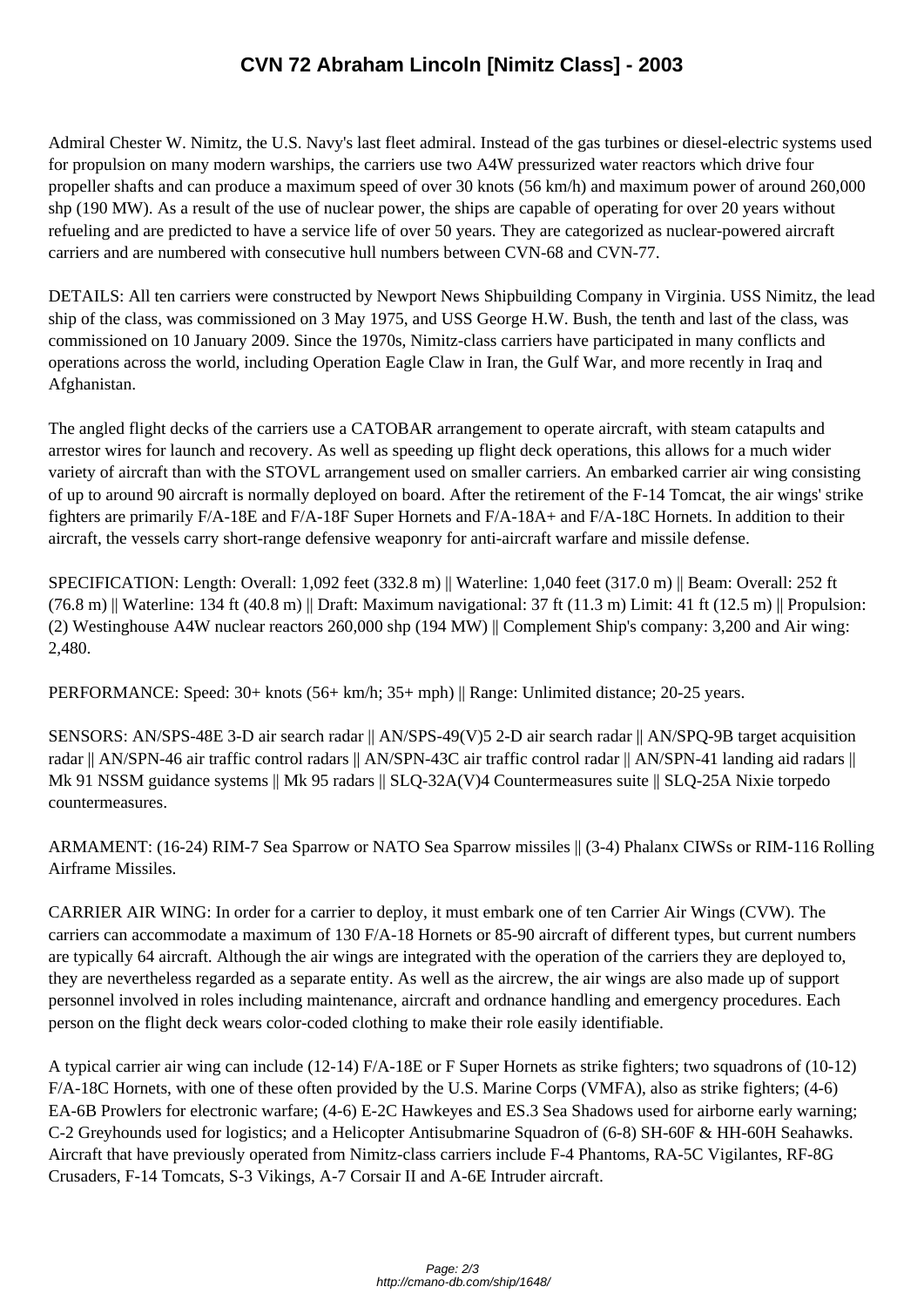# CVN 72 Abraham Lincoln [Nimitz Class] - 2003

Admiral Chester W. Nimitz, the U.S. Navy's last fleet admiral. Instead of the gas turbines or diesel-electric systems used for propulsion on many modern warships, the carriers use two A4W pressurized water reactors which drive four propeller shafts and can produce a maximum speed of over 30 knots (56 km/h) and maximum power of around 260,000 shp (190 MW). As a result of the use of nuclear power, the ships are capable of operating for over 20 years without refueling and are predicted to have a service life of over 50 years. They are categorized as nuclear-powered aircraft carriers and are numbered with consecutive hull numbers between CVN-68 and CVN-77.

DETAILS: All ten carriers were constructed by Newport News Shipbuilding Company in Virginia. USS Nimitz, the lead ship of the class, was commissioned on 3 May 1975, and USS George H.W. Bush, the tenth and last of the class, was commissioned on 10 January 2009. Since the 1970s, Nimitz-class carriers have participated in many conflicts and operations across the world, including Operation Eagle Claw in Iran, the Gulf War, and more recently in Iraq and Afghanistan.

The angled flight decks of the carriers use a CATOBAR arrangement to operate aircraft, with steam catapults and arrestor wires for launch and recovery. As well as speeding up flight deck operations, this allows for a much wider variety of aircraft than with the STOVL arrangement used on smaller carriers. An embarked carrier air wing consisting of up to around 90 aircraft is normally deployed on board. After the retirement of the F-14 Tomcat, the air wings' strike fighters are primarily F/A-18E and F/A-18F Super Hornets and F/A-18A+ and F/A-18C Hornets. In addition to their aircraft, the vessels carry short-range defensive weaponry for anti-aircraft warfare and missile defense.

SPECIFICATION: Length: Overall: 1,092 feet (332.8 m) || Waterline: 1,040 feet (317.0 m) || Beam: Overall: 252 ft (76.8 m) || Waterline: 134 ft (40.8 m) || Draft: Maximum navigational: 37 ft (11.3 m) Limit: 41 ft (12.5 m) || Propulsion: (2) Westinghouse A4W nuclear reactors 260,000 shp (194 MW) || Complement Ship's company: 3,200 and Air wing: 2,480.

PERFORMANCE: Speed: 30+ knots (56+ km/h; 35+ mph) || Range: Unlimited distance; 20-25 years.

SENSORS: AN/SPS-48E 3-D air search radar || AN/SPS-49(V)5 2-D air search radar || AN/SPQ-9B target acquisition radar || AN/SPN-46 air traffic control radars || AN/SPN-43C air traffic control radar || AN/SPN-41 landing aid radars || Mk 91 NSSM guidance systems || Mk 95 radars || SLQ-32A(V)4 Countermeasures suite || SLQ-25A Nixie torpedo countermeasures.

ARMAMENT: (16-24) RIM-7 Sea Sparrow or NATO Sea Sparrow missiles || (3-4) Phalanx CIWSs or RIM-116 Rolling Airframe Missiles.

CARRIER AIR WING: In order for a carrier to deploy, it must embark one of ten Carrier Air Wings (CVW). The carriers can accommodate a maximum of 130 F/A-18 Hornets or 85-90 aircraft of different types, but current numbers are typically 64 aircraft. Although the air wings are integrated with the operation of the carriers they are deployed to, they are nevertheless regarded as a separate entity. As well as the aircrew, the air wings are also made up of support personnel involved in roles including maintenance, aircraft and ordnance handling and emergency procedures. Each person on the flight deck wears color-coded clothing to make their role easily identifiable.

A typical carrier air wing can include (12-14) F/A-18E or F Super Hornets as strike fighters; two squadrons of (10-12) F/A-18C Hornets, with one of these often provided by the U.S. Marine Corps (VMFA), also as strike fighters; (4-6) EA-6B Prowlers for electronic warfare; (4-6) E-2C Hawkeyes and ES.3 Sea Shadows used for airborne early warning; C-2 Greyhounds used for logistics; and a Helicopter Antisubmarine Squadron of (6-8) SH-60F & HH-60H Seahawks. Aircraft that have previously operated from Nimitz-class carriers include F-4 Phantoms, RA-5C Vigilantes, RF-8G Crusaders, F-14 Tomcats, S-3 Vikings, A-7 Corsair II and A-6E Intruder aircraft.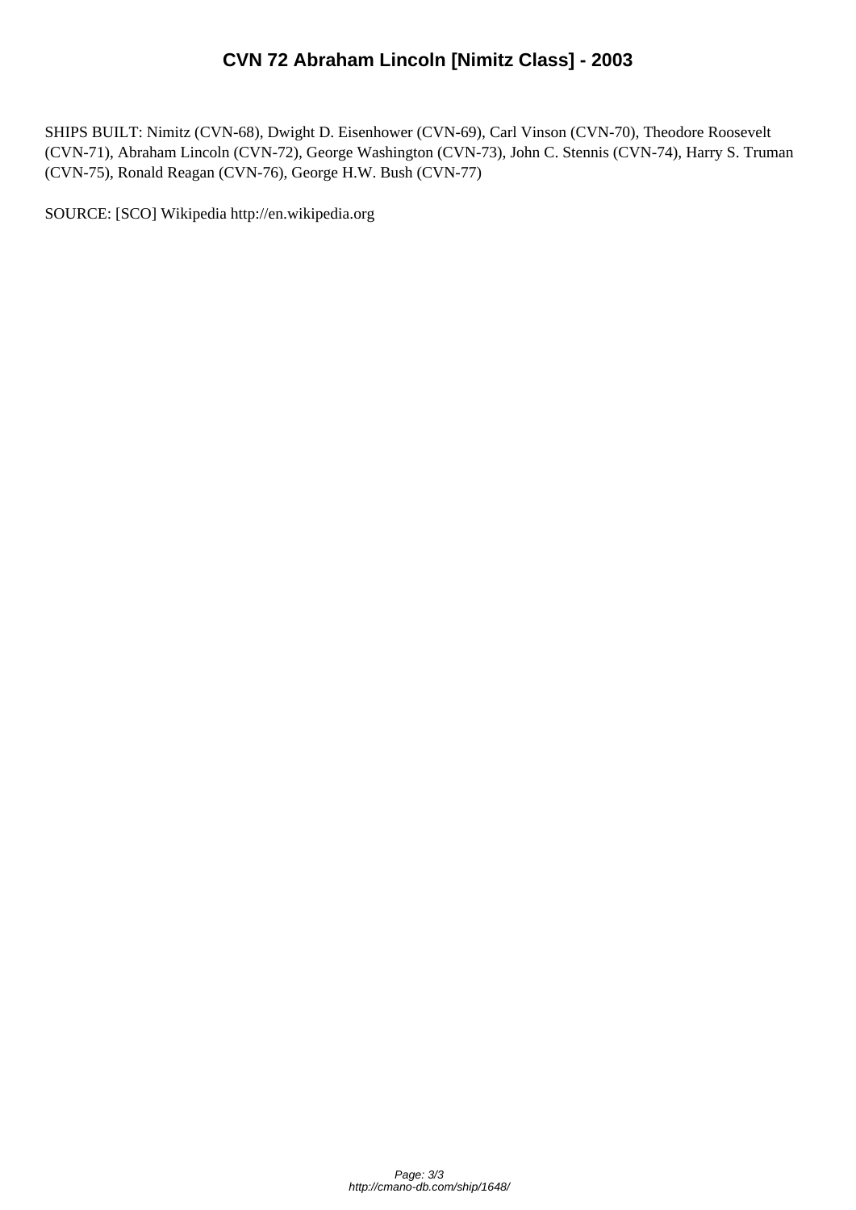SHIPS BUILT: Nimitz (CVN-68), Dwight D. Eisenhower (CVN-69), Carl Vinson (CVN-70), Theodore Roosevelt (CVN-71), Abraham Lincoln (CVN-72), George Washington (CVN-73), John C. Stennis (CVN-74), Harry S. Truman (CVN-75), Ronald Reagan (CVN-76), George H.W. Bush (CVN-77)

SOURCE: [SCO] Wikipedia http://en.wikipedia.org